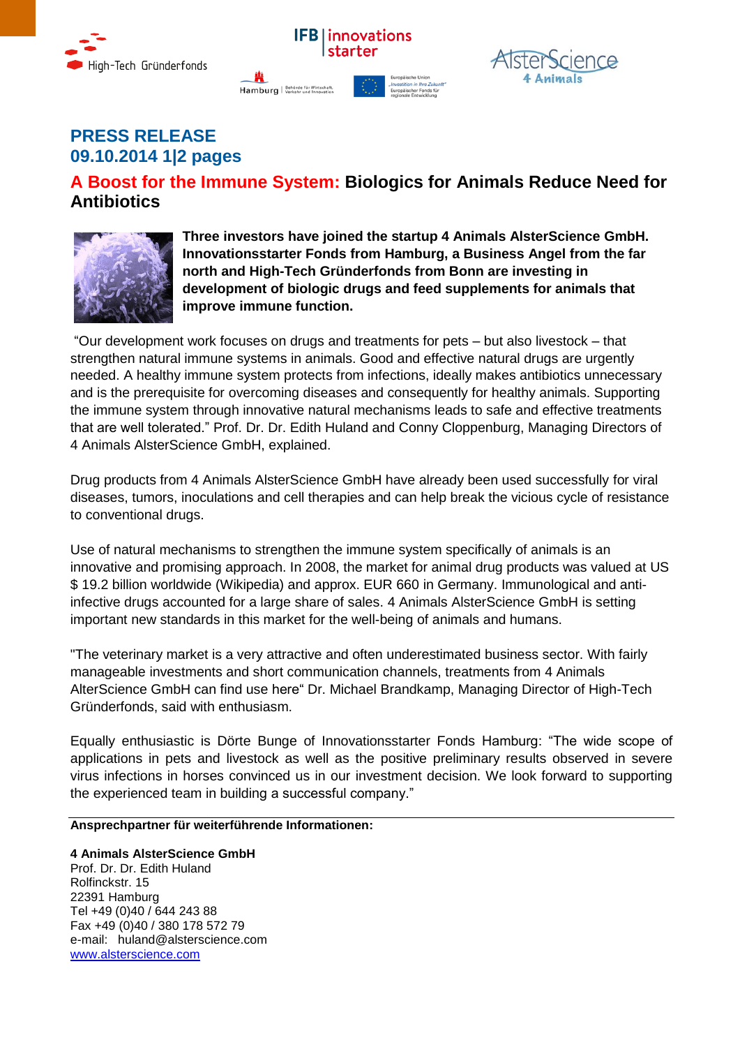**PRESS RELEASE**
**09.10.2014 1|2 pages**

# A Boost for the Immune System: Biologics for Animals Reduce Need for Antibiotics

**Three investors have joined the startup 4 Animals AlsterScience GmbH. Innovationsstarter Fonds from Hamburg, a Business Angel from the far north and High-Tech Gründerfonds from Bonn are investing in development of biologic drugs and feed supplements for animals that improve immune function.**

"Our development work focuses on drugs and treatments for pets – but also livestock – that strengthen natural immune systems in animals. Good and effective natural drugs are urgently needed. A healthy immune system protects from infections, ideally makes antibiotics unnecessary and is the prerequisite for overcoming diseases and consequently for healthy animals. Supporting the immune system through innovative natural mechanisms leads to safe and effective treatments that are well tolerated." Prof. Dr. Dr. Edith Huland and Conny Cloppenburg, Managing Directors of 4 Animals AlsterScience GmbH, explained.

Drug products from 4 Animals AlsterScience GmbH have already been used successfully for viral diseases, tumors, inoculations and cell therapies and can help break the vicious cycle of resistance to conventional drugs.

Use of natural mechanisms to strengthen the immune system specifically of animals is an innovative and promising approach. In 2008, the market for animal drug products was valued at US $ 19.2 billion worldwide (Wikipedia) and approx. EUR 660 in Germany. Immunological and anti-infective drugs accounted for a large share of sales. 4 Animals AlsterScience GmbH is setting important new standards in this market for the well-being of animals and humans.

"The veterinary market is a very attractive and often underestimated business sector. With fairly manageable investments and short communication channels, treatments from 4 Animals AlterScience GmbH can find use here" Dr. Michael Brandkamp, Managing Director of High-Tech Gründerfonds, said with enthusiasm.

Equally enthusiastic is Dörte Bunge of Innovationsstarter Fonds Hamburg: "The wide scope of applications in pets and livestock as well as the positive preliminary results observed in severe virus infections in horses convinced us in our investment decision. We look forward to supporting the experienced team in building a successful company."

---

**Ansprechpartner für weiterführende Informationen:**

**4 Animals AlsterScience GmbH**
Prof. Dr. Dr. Edith Huland
Rolfinckstr. 15
22391 Hamburg
Tel +49 (0)40 / 644 243 88
Fax +49 (0)40 / 380 178 572 79
e-mail: huland@alsterscience.com
www.alsterscience.com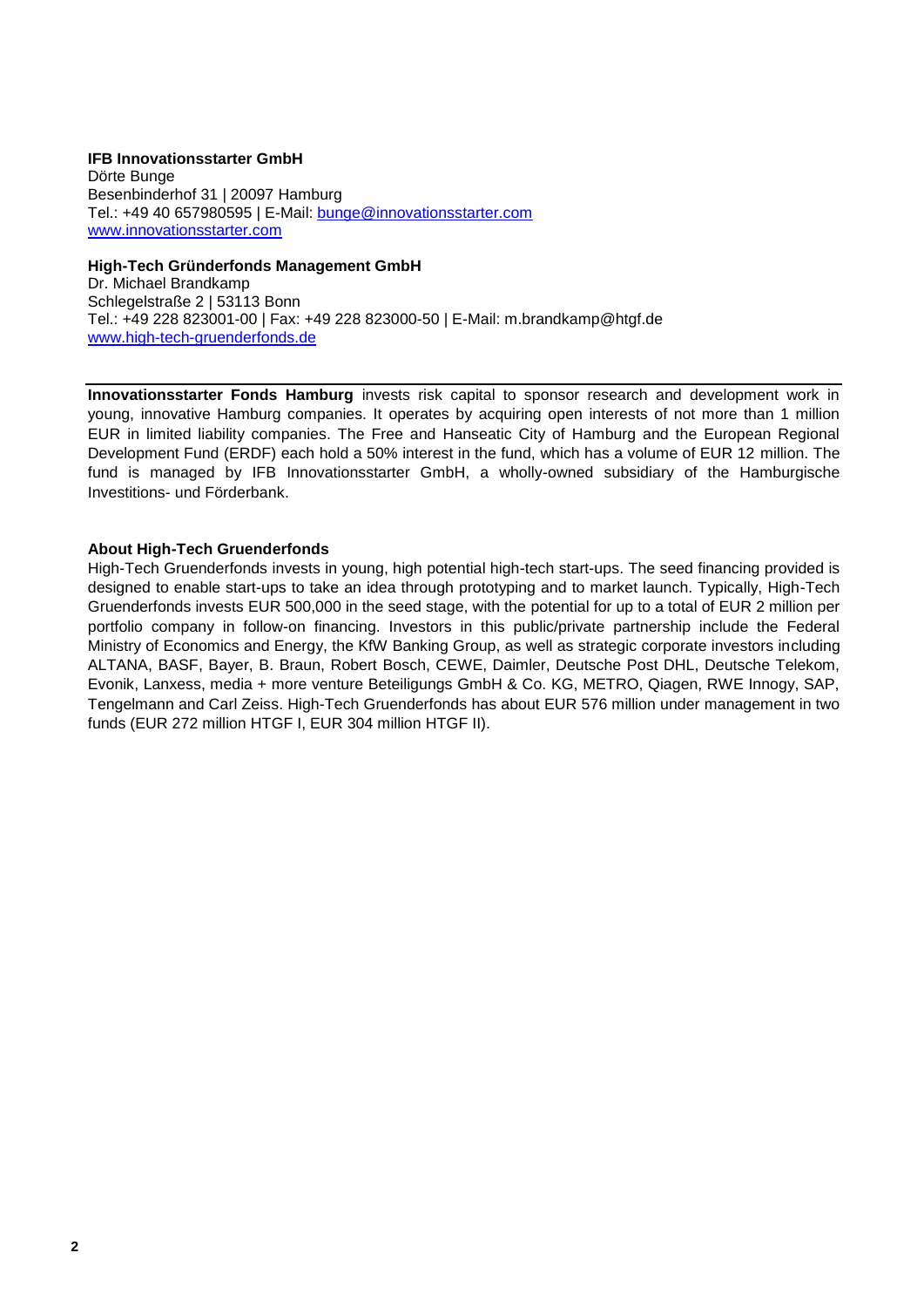**IFB Innovationsstarter GmbH**
Dörte Bunge
Besenbinderhof 31 | 20097 Hamburg
Tel.: +49 40 657980595 | E-Mail: bunge@innovationsstarter.com
www.innovationsstarter.com

**High-Tech Gründerfonds Management GmbH**
Dr. Michael Brandkamp
Schlegelstraße 2 | 53113 Bonn
Tel.: +49 228 823001-00 | Fax: +49 228 823000-50 | E-Mail: m.brandkamp@htgf.de
www.high-tech-gruenderfonds.de

---

**Innovationsstarter Fonds Hamburg** invests risk capital to sponsor research and development work in young, innovative Hamburg companies. It operates by acquiring open interests of not more than 1 million EUR in limited liability companies. The Free and Hanseatic City of Hamburg and the European Regional Development Fund (ERDF) each hold a 50% interest in the fund, which has a volume of EUR 12 million. The fund is managed by IFB Innovationsstarter GmbH, a wholly-owned subsidiary of the Hamburgische Investitions- und Förderbank.

**About High-Tech Gruenderfonds**

High-Tech Gruenderfonds invests in young, high potential high-tech start-ups. The seed financing provided is designed to enable start-ups to take an idea through prototyping and to market launch. Typically, High-Tech Gruenderfonds invests EUR 500,000 in the seed stage, with the potential for up to a total of EUR 2 million per portfolio company in follow-on financing. Investors in this public/private partnership include the Federal Ministry of Economics and Energy, the KfW Banking Group, as well as strategic corporate investors including ALTANA, BASF, Bayer, B. Braun, Robert Bosch, CEWE, Daimler, Deutsche Post DHL, Deutsche Telekom, Evonik, Lanxess, media + more venture Beteiligungs GmbH & Co. KG, METRO, Qiagen, RWE Innogy, SAP, Tengelmann and Carl Zeiss. High-Tech Gruenderfonds has about EUR 576 million under management in two funds (EUR 272 million HTGF I, EUR 304 million HTGF II).